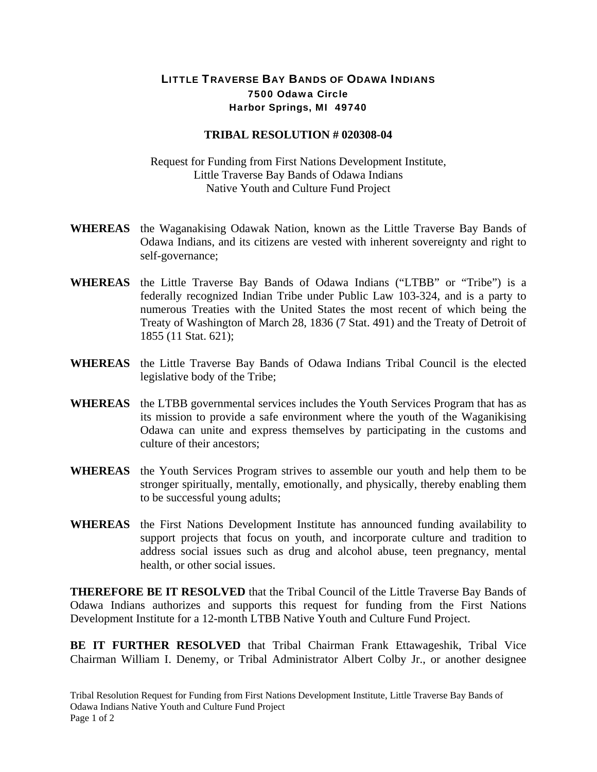# LITTLE TRAVERSE BAY BANDS OF ODAWA INDIANS

**7500 Odawa Circle**
**Harbor Springs, MI 49740**

## TRIBAL RESOLUTION # 020308-04

Request for Funding from First Nations Development Institute,
Little Traverse Bay Bands of Odawa Indians
Native Youth and Culture Fund Project

**WHEREAS** the Waganakising Odawak Nation, known as the Little Traverse Bay Bands of Odawa Indians, and its citizens are vested with inherent sovereignty and right to self-governance;

**WHEREAS** the Little Traverse Bay Bands of Odawa Indians ("LTBB" or "Tribe") is a federally recognized Indian Tribe under Public Law 103-324, and is a party to numerous Treaties with the United States the most recent of which being the Treaty of Washington of March 28, 1836 (7 Stat. 491) and the Treaty of Detroit of 1855 (11 Stat. 621);

**WHEREAS** the Little Traverse Bay Bands of Odawa Indians Tribal Council is the elected legislative body of the Tribe;

**WHEREAS** the LTBB governmental services includes the Youth Services Program that has as its mission to provide a safe environment where the youth of the Waganikising Odawa can unite and express themselves by participating in the customs and culture of their ancestors;

**WHEREAS** the Youth Services Program strives to assemble our youth and help them to be stronger spiritually, mentally, emotionally, and physically, thereby enabling them to be successful young adults;

**WHEREAS** the First Nations Development Institute has announced funding availability to support projects that focus on youth, and incorporate culture and tradition to address social issues such as drug and alcohol abuse, teen pregnancy, mental health, or other social issues.

**THEREFORE BE IT RESOLVED** that the Tribal Council of the Little Traverse Bay Bands of Odawa Indians authorizes and supports this request for funding from the First Nations Development Institute for a 12-month LTBB Native Youth and Culture Fund Project.

**BE IT FURTHER RESOLVED** that Tribal Chairman Frank Ettawageshik, Tribal Vice Chairman William I. Denemy, or Tribal Administrator Albert Colby Jr., or another designee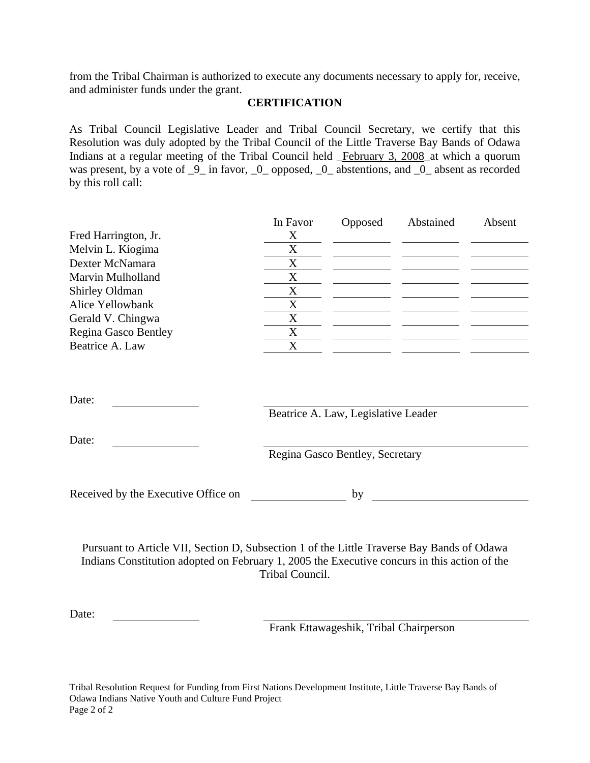from the Tribal Chairman is authorized to execute any documents necessary to apply for, receive, and administer funds under the grant.

**CERTIFICATION**

As Tribal Council Legislative Leader and Tribal Council Secretary, we certify that this Resolution was duly adopted by the Tribal Council of the Little Traverse Bay Bands of Odawa Indians at a regular meeting of the Tribal Council held _February 3, 2008_at which a quorum was present, by a vote of _9_ in favor, _0_ opposed, _0_ abstentions, and _0_ absent as recorded by this roll call:

| | In Favor | Opposed | Abstained | Absent |
|---|---|---|---|---|
| Fred Harrington, Jr. | X | | | |
| Melvin L. Kiogima | X | | | |
| Dexter McNamara | X | | | |
| Marvin Mulholland | X | | | |
| Shirley Oldman | X | | | |
| Alice Yellowbank | X | | | |
| Gerald V. Chingwa | X | | | |
| Regina Gasco Bentley | X | | | |
| Beatrice A. Law | X | | | |

Date: ______________ ______________________________
Beatrice A. Law, Legislative Leader

Date: ______________ ______________________________
Regina Gasco Bentley, Secretary

Received by the Executive Office on ______________ by ______________________

Pursuant to Article VII, Section D, Subsection 1 of the Little Traverse Bay Bands of Odawa Indians Constitution adopted on February 1, 2005 the Executive concurs in this action of the Tribal Council.

Date: ______________ ______________________________
Frank Ettawageshik, Tribal Chairperson

Tribal Resolution Request for Funding from First Nations Development Institute, Little Traverse Bay Bands of Odawa Indians Native Youth and Culture Fund Project